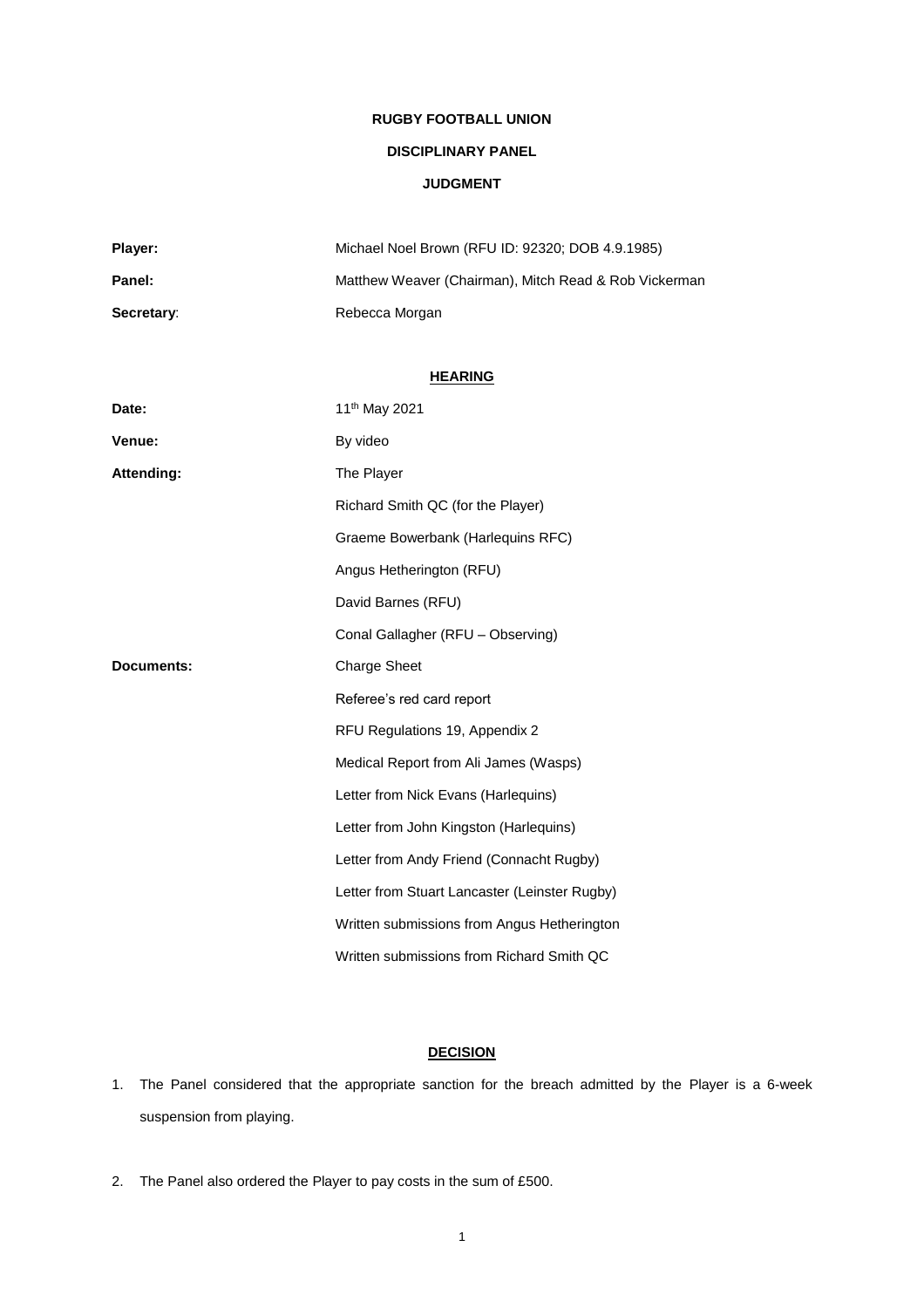**RUGBY FOOTBALL UNION**

**DISCIPLINARY PANEL**

**JUDGMENT**

| | |
|---|---|
| **Player:** | Michael Noel Brown (RFU ID: 92320; DOB 4.9.1985) |
| **Panel:** | Matthew Weaver (Chairman), Mitch Read & Rob Vickerman |
| **Secretary**: | Rebecca Morgan |

**HEARING**

| | |
|---|---|
| **Date:** | 11th May 2021 |
| **Venue:** | By video |
| **Attending:** | The Player |
| | Richard Smith QC (for the Player) |
| | Graeme Bowerbank (Harlequins RFC) |
| | Angus Hetherington (RFU) |
| | David Barnes (RFU) |
| | Conal Gallagher (RFU – Observing) |
| **Documents:** | Charge Sheet |
| | Referee's red card report |
| | RFU Regulations 19, Appendix 2 |
| | Medical Report from Ali James (Wasps) |
| | Letter from Nick Evans (Harlequins) |
| | Letter from John Kingston (Harlequins) |
| | Letter from Andy Friend (Connacht Rugby) |
| | Letter from Stuart Lancaster (Leinster Rugby) |
| | Written submissions from Angus Hetherington |
| | Written submissions from Richard Smith QC |

**DECISION**

1. The Panel considered that the appropriate sanction for the breach admitted by the Player is a 6-week suspension from playing.

2. The Panel also ordered the Player to pay costs in the sum of £500.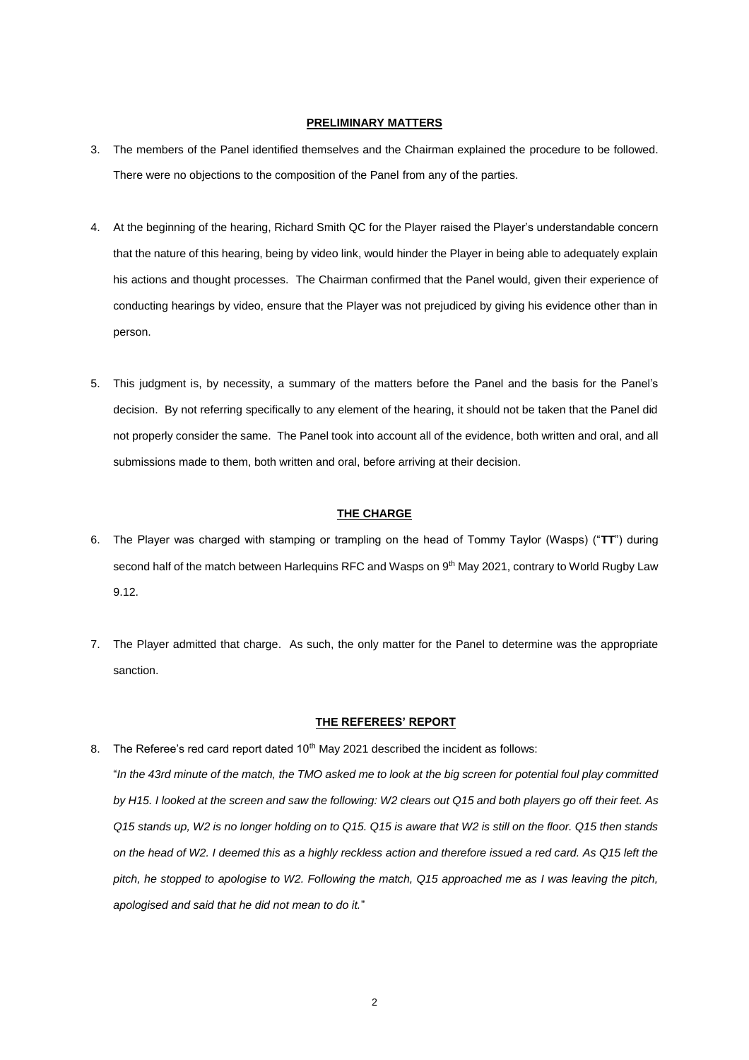## PRELIMINARY MATTERS

3. The members of the Panel identified themselves and the Chairman explained the procedure to be followed. There were no objections to the composition of the Panel from any of the parties.

4. At the beginning of the hearing, Richard Smith QC for the Player raised the Player's understandable concern that the nature of this hearing, being by video link, would hinder the Player in being able to adequately explain his actions and thought processes. The Chairman confirmed that the Panel would, given their experience of conducting hearings by video, ensure that the Player was not prejudiced by giving his evidence other than in person.

5. This judgment is, by necessity, a summary of the matters before the Panel and the basis for the Panel's decision. By not referring specifically to any element of the hearing, it should not be taken that the Panel did not properly consider the same. The Panel took into account all of the evidence, both written and oral, and all submissions made to them, both written and oral, before arriving at their decision.

## THE CHARGE

6. The Player was charged with stamping or trampling on the head of Tommy Taylor (Wasps) ("**TT**") during second half of the match between Harlequins RFC and Wasps on 9th May 2021, contrary to World Rugby Law 9.12.

7. The Player admitted that charge. As such, the only matter for the Panel to determine was the appropriate sanction.

## THE REFEREES' REPORT

8. The Referee's red card report dated 10th May 2021 described the incident as follows:

   "*In the 43rd minute of the match, the TMO asked me to look at the big screen for potential foul play committed by H15. I looked at the screen and saw the following: W2 clears out Q15 and both players go off their feet. As Q15 stands up, W2 is no longer holding on to Q15. Q15 is aware that W2 is still on the floor. Q15 then stands on the head of W2. I deemed this as a highly reckless action and therefore issued a red card. As Q15 left the pitch, he stopped to apologise to W2. Following the match, Q15 approached me as I was leaving the pitch, apologised and said that he did not mean to do it.*"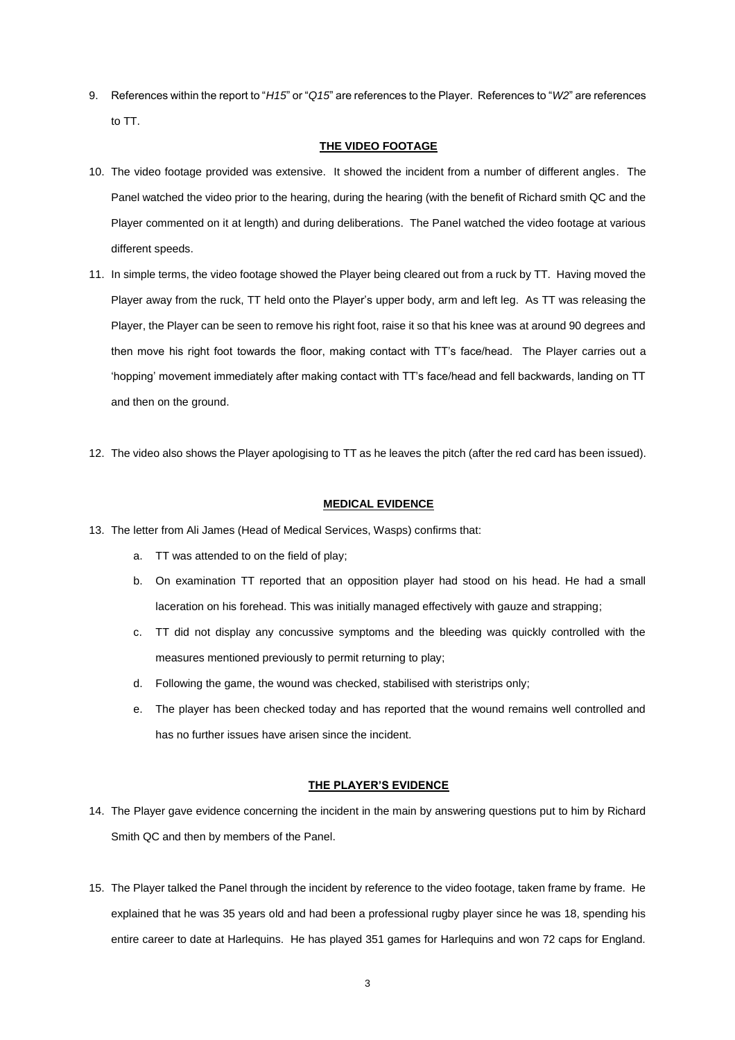9. References within the report to "*H15*" or "*Q15*" are references to the Player. References to "*W2*" are references to TT.

**THE VIDEO FOOTAGE**

10. The video footage provided was extensive. It showed the incident from a number of different angles. The Panel watched the video prior to the hearing, during the hearing (with the benefit of Richard smith QC and the Player commented on it at length) and during deliberations. The Panel watched the video footage at various different speeds.

11. In simple terms, the video footage showed the Player being cleared out from a ruck by TT. Having moved the Player away from the ruck, TT held onto the Player's upper body, arm and left leg. As TT was releasing the Player, the Player can be seen to remove his right foot, raise it so that his knee was at around 90 degrees and then move his right foot towards the floor, making contact with TT's face/head. The Player carries out a 'hopping' movement immediately after making contact with TT's face/head and fell backwards, landing on TT and then on the ground.

12. The video also shows the Player apologising to TT as he leaves the pitch (after the red card has been issued).

**MEDICAL EVIDENCE**

13. The letter from Ali James (Head of Medical Services, Wasps) confirms that:
    a. TT was attended to on the field of play;
    b. On examination TT reported that an opposition player had stood on his head. He had a small laceration on his forehead. This was initially managed effectively with gauze and strapping;
    c. TT did not display any concussive symptoms and the bleeding was quickly controlled with the measures mentioned previously to permit returning to play;
    d. Following the game, the wound was checked, stabilised with steristrips only;
    e. The player has been checked today and has reported that the wound remains well controlled and has no further issues have arisen since the incident.

**THE PLAYER'S EVIDENCE**

14. The Player gave evidence concerning the incident in the main by answering questions put to him by Richard Smith QC and then by members of the Panel.

15. The Player talked the Panel through the incident by reference to the video footage, taken frame by frame. He explained that he was 35 years old and had been a professional rugby player since he was 18, spending his entire career to date at Harlequins. He has played 351 games for Harlequins and won 72 caps for England.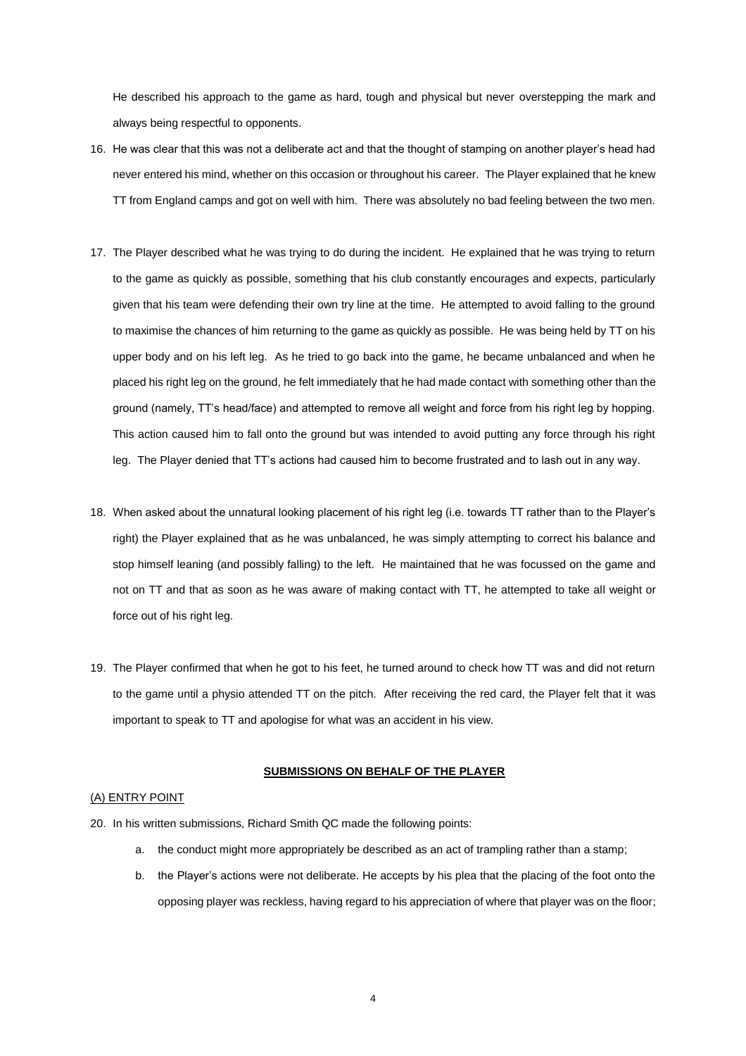He described his approach to the game as hard, tough and physical but never overstepping the mark and always being respectful to opponents.

16. He was clear that this was not a deliberate act and that the thought of stamping on another player's head had never entered his mind, whether on this occasion or throughout his career. The Player explained that he knew TT from England camps and got on well with him. There was absolutely no bad feeling between the two men.

17. The Player described what he was trying to do during the incident. He explained that he was trying to return to the game as quickly as possible, something that his club constantly encourages and expects, particularly given that his team were defending their own try line at the time. He attempted to avoid falling to the ground to maximise the chances of him returning to the game as quickly as possible. He was being held by TT on his upper body and on his left leg. As he tried to go back into the game, he became unbalanced and when he placed his right leg on the ground, he felt immediately that he had made contact with something other than the ground (namely, TT's head/face) and attempted to remove all weight and force from his right leg by hopping. This action caused him to fall onto the ground but was intended to avoid putting any force through his right leg. The Player denied that TT's actions had caused him to become frustrated and to lash out in any way.

18. When asked about the unnatural looking placement of his right leg (i.e. towards TT rather than to the Player's right) the Player explained that as he was unbalanced, he was simply attempting to correct his balance and stop himself leaning (and possibly falling) to the left. He maintained that he was focussed on the game and not on TT and that as soon as he was aware of making contact with TT, he attempted to take all weight or force out of his right leg.

19. The Player confirmed that when he got to his feet, he turned around to check how TT was and did not return to the game until a physio attended TT on the pitch. After receiving the red card, the Player felt that it was important to speak to TT and apologise for what was an accident in his view.

## SUBMISSIONS ON BEHALF OF THE PLAYER

### (A) ENTRY POINT

20. In his written submissions, Richard Smith QC made the following points:

    a. the conduct might more appropriately be described as an act of trampling rather than a stamp;

    b. the Player's actions were not deliberate. He accepts by his plea that the placing of the foot onto the opposing player was reckless, having regard to his appreciation of where that player was on the floor;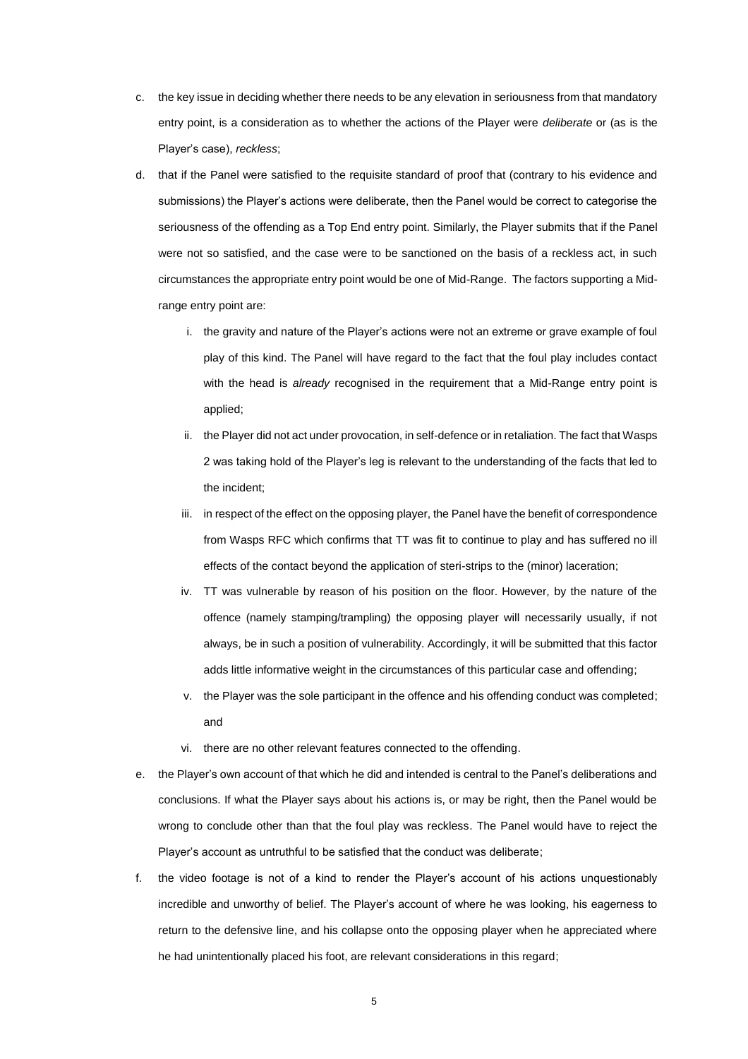c. the key issue in deciding whether there needs to be any elevation in seriousness from that mandatory entry point, is a consideration as to whether the actions of the Player were *deliberate* or (as is the Player's case), *reckless*;

d. that if the Panel were satisfied to the requisite standard of proof that (contrary to his evidence and submissions) the Player's actions were deliberate, then the Panel would be correct to categorise the seriousness of the offending as a Top End entry point. Similarly, the Player submits that if the Panel were not so satisfied, and the case were to be sanctioned on the basis of a reckless act, in such circumstances the appropriate entry point would be one of Mid-Range. The factors supporting a Mid-range entry point are:

   i. the gravity and nature of the Player's actions were not an extreme or grave example of foul play of this kind. The Panel will have regard to the fact that the foul play includes contact with the head is *already* recognised in the requirement that a Mid-Range entry point is applied;

   ii. the Player did not act under provocation, in self-defence or in retaliation. The fact that Wasps 2 was taking hold of the Player's leg is relevant to the understanding of the facts that led to the incident;

   iii. in respect of the effect on the opposing player, the Panel have the benefit of correspondence from Wasps RFC which confirms that TT was fit to continue to play and has suffered no ill effects of the contact beyond the application of steri-strips to the (minor) laceration;

   iv. TT was vulnerable by reason of his position on the floor. However, by the nature of the offence (namely stamping/trampling) the opposing player will necessarily usually, if not always, be in such a position of vulnerability. Accordingly, it will be submitted that this factor adds little informative weight in the circumstances of this particular case and offending;

   v. the Player was the sole participant in the offence and his offending conduct was completed; and

   vi. there are no other relevant features connected to the offending.

e. the Player's own account of that which he did and intended is central to the Panel's deliberations and conclusions. If what the Player says about his actions is, or may be right, then the Panel would be wrong to conclude other than that the foul play was reckless. The Panel would have to reject the Player's account as untruthful to be satisfied that the conduct was deliberate;

f. the video footage is not of a kind to render the Player's account of his actions unquestionably incredible and unworthy of belief. The Player's account of where he was looking, his eagerness to return to the defensive line, and his collapse onto the opposing player when he appreciated where he had unintentionally placed his foot, are relevant considerations in this regard;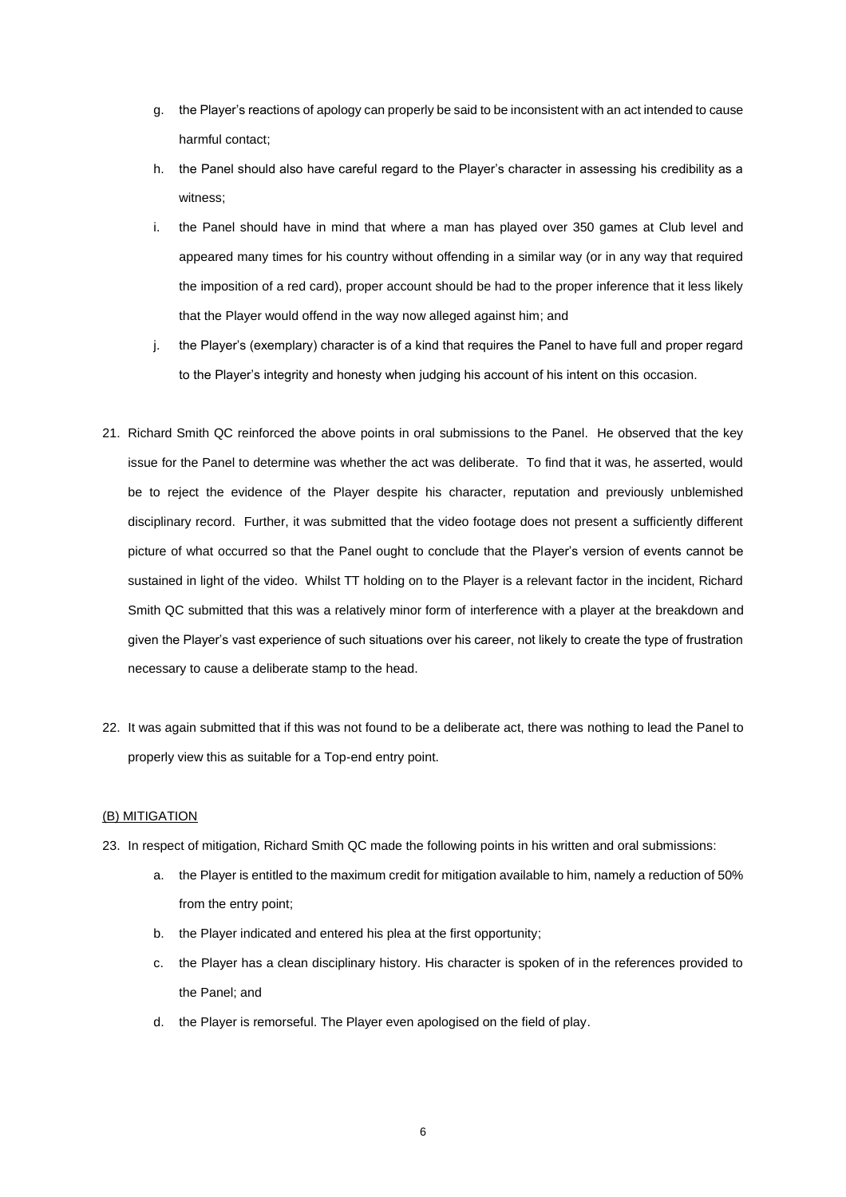g. the Player's reactions of apology can properly be said to be inconsistent with an act intended to cause harmful contact;

h. the Panel should also have careful regard to the Player's character in assessing his credibility as a witness;

i. the Panel should have in mind that where a man has played over 350 games at Club level and appeared many times for his country without offending in a similar way (or in any way that required the imposition of a red card), proper account should be had to the proper inference that it less likely that the Player would offend in the way now alleged against him; and

j. the Player's (exemplary) character is of a kind that requires the Panel to have full and proper regard to the Player's integrity and honesty when judging his account of his intent on this occasion.

21. Richard Smith QC reinforced the above points in oral submissions to the Panel. He observed that the key issue for the Panel to determine was whether the act was deliberate. To find that it was, he asserted, would be to reject the evidence of the Player despite his character, reputation and previously unblemished disciplinary record. Further, it was submitted that the video footage does not present a sufficiently different picture of what occurred so that the Panel ought to conclude that the Player's version of events cannot be sustained in light of the video. Whilst TT holding on to the Player is a relevant factor in the incident, Richard Smith QC submitted that this was a relatively minor form of interference with a player at the breakdown and given the Player's vast experience of such situations over his career, not likely to create the type of frustration necessary to cause a deliberate stamp to the head.

22. It was again submitted that if this was not found to be a deliberate act, there was nothing to lead the Panel to properly view this as suitable for a Top-end entry point.

<u>(B) MITIGATION</u>

23. In respect of mitigation, Richard Smith QC made the following points in his written and oral submissions:

a. the Player is entitled to the maximum credit for mitigation available to him, namely a reduction of 50% from the entry point;

b. the Player indicated and entered his plea at the first opportunity;

c. the Player has a clean disciplinary history. His character is spoken of in the references provided to the Panel; and

d. the Player is remorseful. The Player even apologised on the field of play.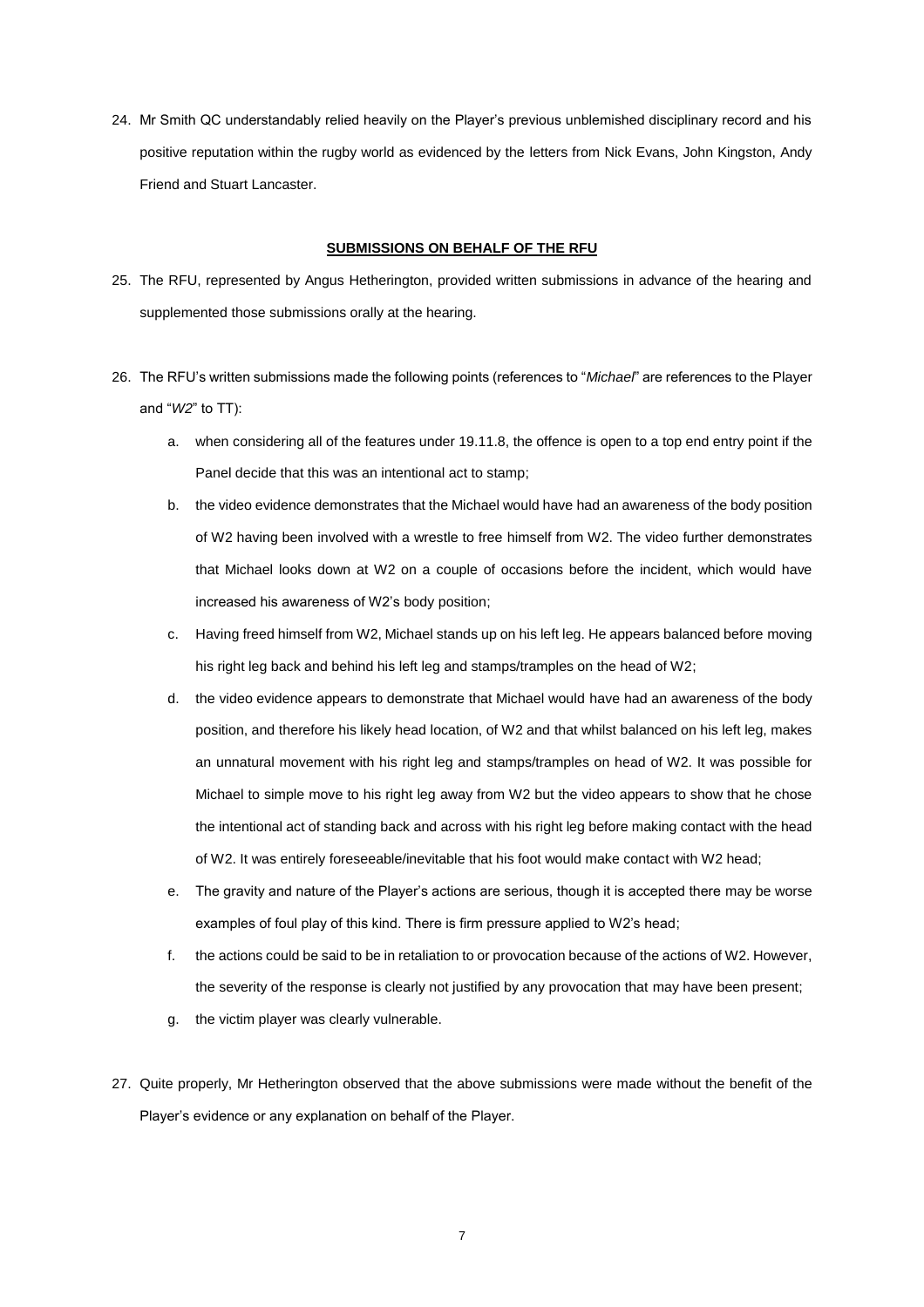24. Mr Smith QC understandably relied heavily on the Player's previous unblemished disciplinary record and his positive reputation within the rugby world as evidenced by the letters from Nick Evans, John Kingston, Andy Friend and Stuart Lancaster.

**SUBMISSIONS ON BEHALF OF THE RFU**

25. The RFU, represented by Angus Hetherington, provided written submissions in advance of the hearing and supplemented those submissions orally at the hearing.

26. The RFU's written submissions made the following points (references to "*Michael*" are references to the Player and "*W2*" to TT):

    a. when considering all of the features under 19.11.8, the offence is open to a top end entry point if the Panel decide that this was an intentional act to stamp;

    b. the video evidence demonstrates that the Michael would have had an awareness of the body position of W2 having been involved with a wrestle to free himself from W2. The video further demonstrates that Michael looks down at W2 on a couple of occasions before the incident, which would have increased his awareness of W2's body position;

    c. Having freed himself from W2, Michael stands up on his left leg. He appears balanced before moving his right leg back and behind his left leg and stamps/tramples on the head of W2;

    d. the video evidence appears to demonstrate that Michael would have had an awareness of the body position, and therefore his likely head location, of W2 and that whilst balanced on his left leg, makes an unnatural movement with his right leg and stamps/tramples on head of W2. It was possible for Michael to simple move to his right leg away from W2 but the video appears to show that he chose the intentional act of standing back and across with his right leg before making contact with the head of W2. It was entirely foreseeable/inevitable that his foot would make contact with W2 head;

    e. The gravity and nature of the Player's actions are serious, though it is accepted there may be worse examples of foul play of this kind. There is firm pressure applied to W2's head;

    f. the actions could be said to be in retaliation to or provocation because of the actions of W2. However, the severity of the response is clearly not justified by any provocation that may have been present;

    g. the victim player was clearly vulnerable.

27. Quite properly, Mr Hetherington observed that the above submissions were made without the benefit of the Player's evidence or any explanation on behalf of the Player.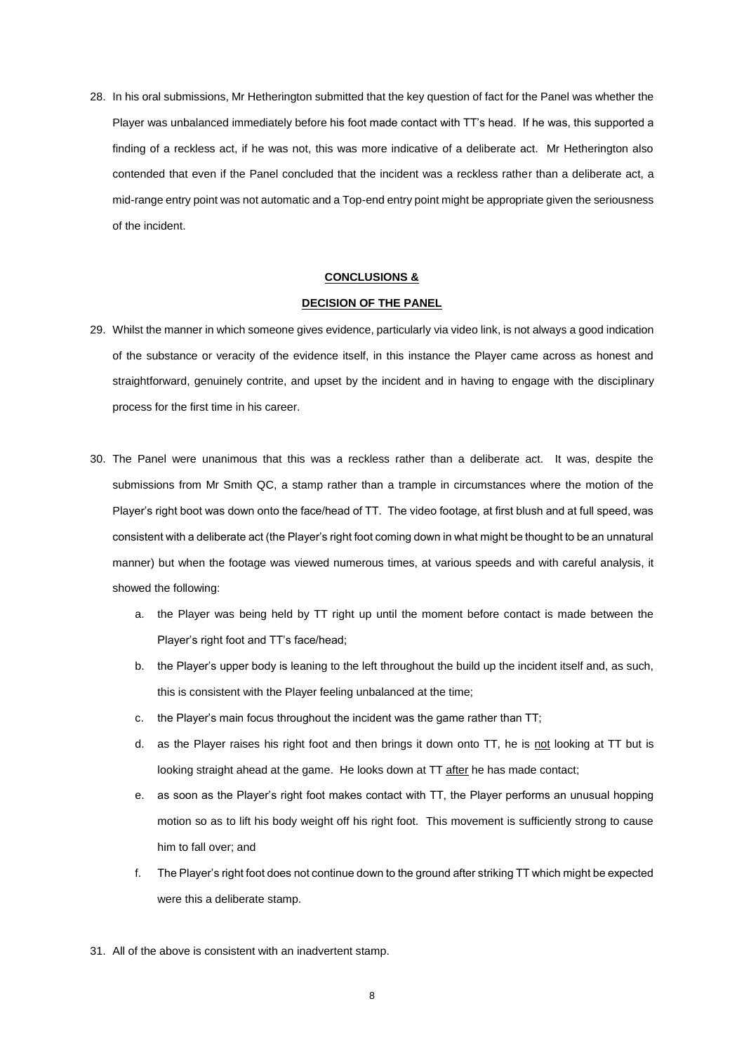28. In his oral submissions, Mr Hetherington submitted that the key question of fact for the Panel was whether the Player was unbalanced immediately before his foot made contact with TT's head. If he was, this supported a finding of a reckless act, if he was not, this was more indicative of a deliberate act. Mr Hetherington also contended that even if the Panel concluded that the incident was a reckless rather than a deliberate act, a mid-range entry point was not automatic and a Top-end entry point might be appropriate given the seriousness of the incident.

## CONCLUSIONS & DECISION OF THE PANEL

29. Whilst the manner in which someone gives evidence, particularly via video link, is not always a good indication of the substance or veracity of the evidence itself, in this instance the Player came across as honest and straightforward, genuinely contrite, and upset by the incident and in having to engage with the disciplinary process for the first time in his career.

30. The Panel were unanimous that this was a reckless rather than a deliberate act. It was, despite the submissions from Mr Smith QC, a stamp rather than a trample in circumstances where the motion of the Player's right boot was down onto the face/head of TT. The video footage, at first blush and at full speed, was consistent with a deliberate act (the Player's right foot coming down in what might be thought to be an unnatural manner) but when the footage was viewed numerous times, at various speeds and with careful analysis, it showed the following:

    a. the Player was being held by TT right up until the moment before contact is made between the Player's right foot and TT's face/head;

    b. the Player's upper body is leaning to the left throughout the build up the incident itself and, as such, this is consistent with the Player feeling unbalanced at the time;

    c. the Player's main focus throughout the incident was the game rather than TT;

    d. as the Player raises his right foot and then brings it down onto TT, he is <u>not</u> looking at TT but is looking straight ahead at the game. He looks down at TT <u>after</u> he has made contact;

    e. as soon as the Player's right foot makes contact with TT, the Player performs an unusual hopping motion so as to lift his body weight off his right foot. This movement is sufficiently strong to cause him to fall over; and

    f. The Player's right foot does not continue down to the ground after striking TT which might be expected were this a deliberate stamp.

31. All of the above is consistent with an inadvertent stamp.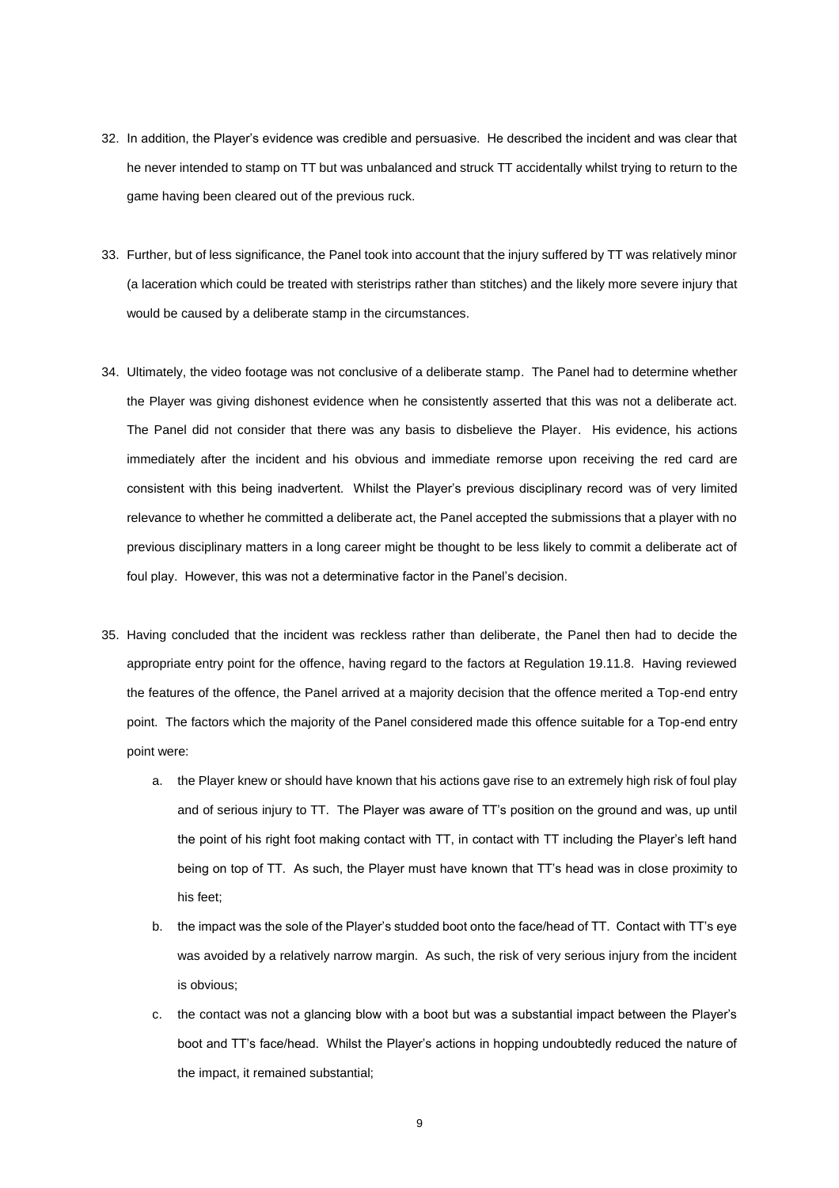32. In addition, the Player's evidence was credible and persuasive. He described the incident and was clear that he never intended to stamp on TT but was unbalanced and struck TT accidentally whilst trying to return to the game having been cleared out of the previous ruck.

33. Further, but of less significance, the Panel took into account that the injury suffered by TT was relatively minor (a laceration which could be treated with steristrips rather than stitches) and the likely more severe injury that would be caused by a deliberate stamp in the circumstances.

34. Ultimately, the video footage was not conclusive of a deliberate stamp. The Panel had to determine whether the Player was giving dishonest evidence when he consistently asserted that this was not a deliberate act. The Panel did not consider that there was any basis to disbelieve the Player. His evidence, his actions immediately after the incident and his obvious and immediate remorse upon receiving the red card are consistent with this being inadvertent. Whilst the Player's previous disciplinary record was of very limited relevance to whether he committed a deliberate act, the Panel accepted the submissions that a player with no previous disciplinary matters in a long career might be thought to be less likely to commit a deliberate act of foul play. However, this was not a determinative factor in the Panel's decision.

35. Having concluded that the incident was reckless rather than deliberate, the Panel then had to decide the appropriate entry point for the offence, having regard to the factors at Regulation 19.11.8. Having reviewed the features of the offence, the Panel arrived at a majority decision that the offence merited a Top-end entry point. The factors which the majority of the Panel considered made this offence suitable for a Top-end entry point were:

    a. the Player knew or should have known that his actions gave rise to an extremely high risk of foul play and of serious injury to TT. The Player was aware of TT's position on the ground and was, up until the point of his right foot making contact with TT, in contact with TT including the Player's left hand being on top of TT. As such, the Player must have known that TT's head was in close proximity to his feet;

    b. the impact was the sole of the Player's studded boot onto the face/head of TT. Contact with TT's eye was avoided by a relatively narrow margin. As such, the risk of very serious injury from the incident is obvious;

    c. the contact was not a glancing blow with a boot but was a substantial impact between the Player's boot and TT's face/head. Whilst the Player's actions in hopping undoubtedly reduced the nature of the impact, it remained substantial;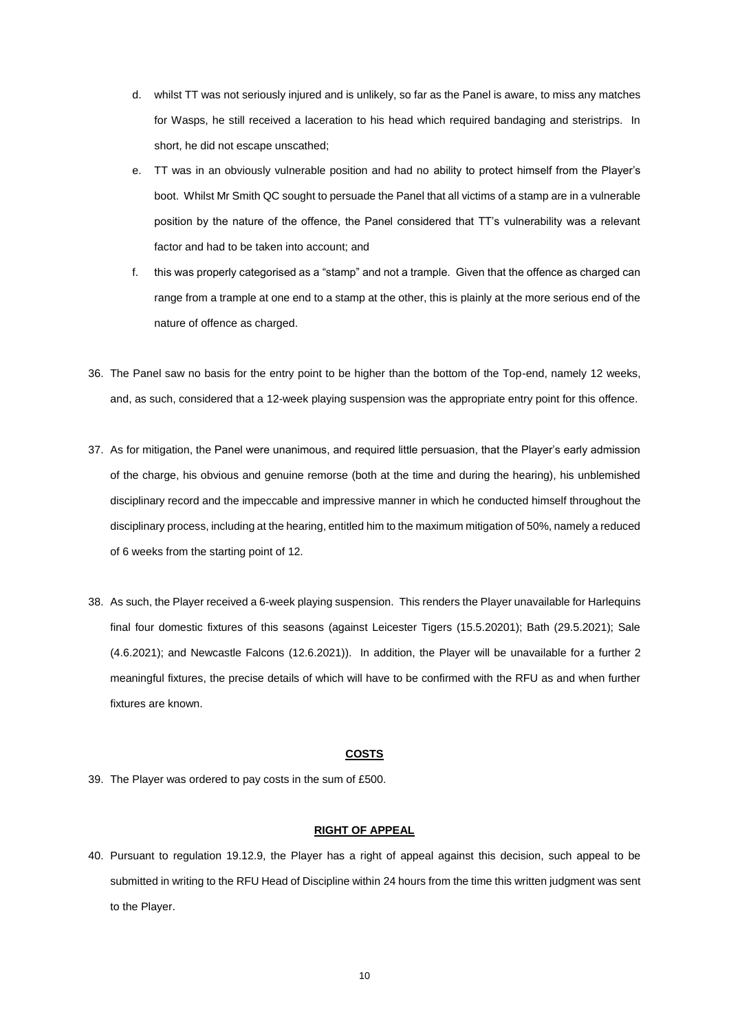d. whilst TT was not seriously injured and is unlikely, so far as the Panel is aware, to miss any matches for Wasps, he still received a laceration to his head which required bandaging and steristrips. In short, he did not escape unscathed;

e. TT was in an obviously vulnerable position and had no ability to protect himself from the Player's boot. Whilst Mr Smith QC sought to persuade the Panel that all victims of a stamp are in a vulnerable position by the nature of the offence, the Panel considered that TT's vulnerability was a relevant factor and had to be taken into account; and

f. this was properly categorised as a "stamp" and not a trample. Given that the offence as charged can range from a trample at one end to a stamp at the other, this is plainly at the more serious end of the nature of offence as charged.

36. The Panel saw no basis for the entry point to be higher than the bottom of the Top-end, namely 12 weeks, and, as such, considered that a 12-week playing suspension was the appropriate entry point for this offence.

37. As for mitigation, the Panel were unanimous, and required little persuasion, that the Player's early admission of the charge, his obvious and genuine remorse (both at the time and during the hearing), his unblemished disciplinary record and the impeccable and impressive manner in which he conducted himself throughout the disciplinary process, including at the hearing, entitled him to the maximum mitigation of 50%, namely a reduced of 6 weeks from the starting point of 12.

38. As such, the Player received a 6-week playing suspension. This renders the Player unavailable for Harlequins final four domestic fixtures of this seasons (against Leicester Tigers (15.5.20201); Bath (29.5.2021); Sale (4.6.2021); and Newcastle Falcons (12.6.2021)). In addition, the Player will be unavailable for a further 2 meaningful fixtures, the precise details of which will have to be confirmed with the RFU as and when further fixtures are known.

## COSTS

39. The Player was ordered to pay costs in the sum of £500.

## RIGHT OF APPEAL

40. Pursuant to regulation 19.12.9, the Player has a right of appeal against this decision, such appeal to be submitted in writing to the RFU Head of Discipline within 24 hours from the time this written judgment was sent to the Player.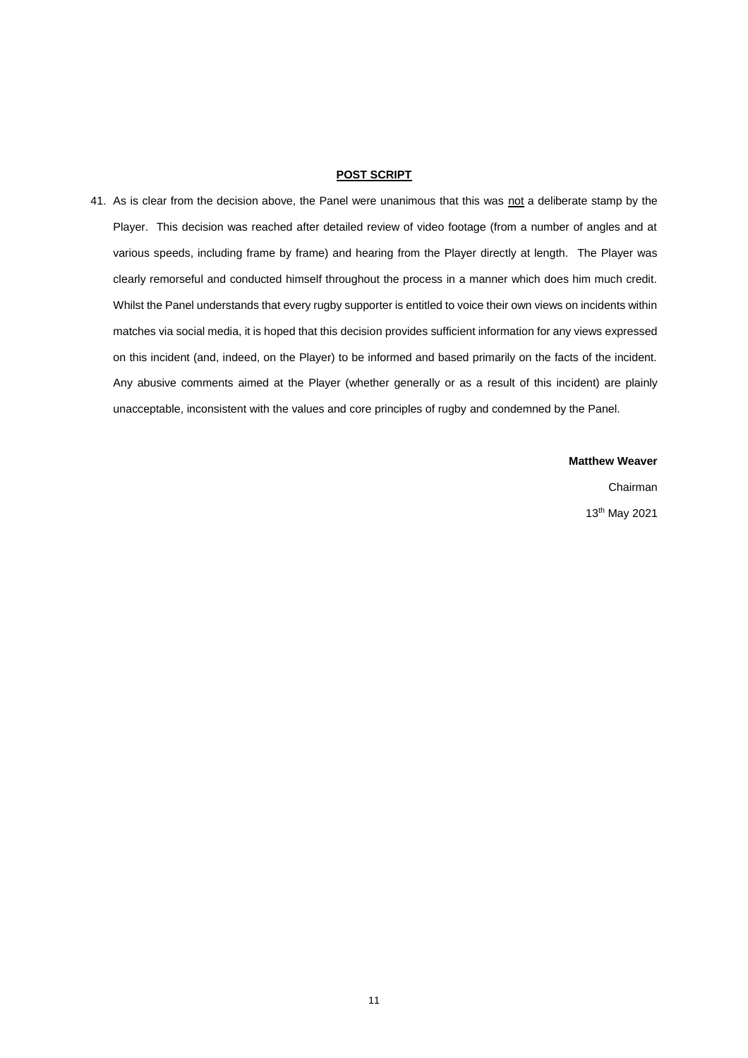## **POST SCRIPT**

41. As is clear from the decision above, the Panel were unanimous that this was <u>not</u> a deliberate stamp by the Player. This decision was reached after detailed review of video footage (from a number of angles and at various speeds, including frame by frame) and hearing from the Player directly at length. The Player was clearly remorseful and conducted himself throughout the process in a manner which does him much credit. Whilst the Panel understands that every rugby supporter is entitled to voice their own views on incidents within matches via social media, it is hoped that this decision provides sufficient information for any views expressed on this incident (and, indeed, on the Player) to be informed and based primarily on the facts of the incident. Any abusive comments aimed at the Player (whether generally or as a result of this incident) are plainly unacceptable, inconsistent with the values and core principles of rugby and condemned by the Panel.

**Matthew Weaver**

Chairman

13th May 2021